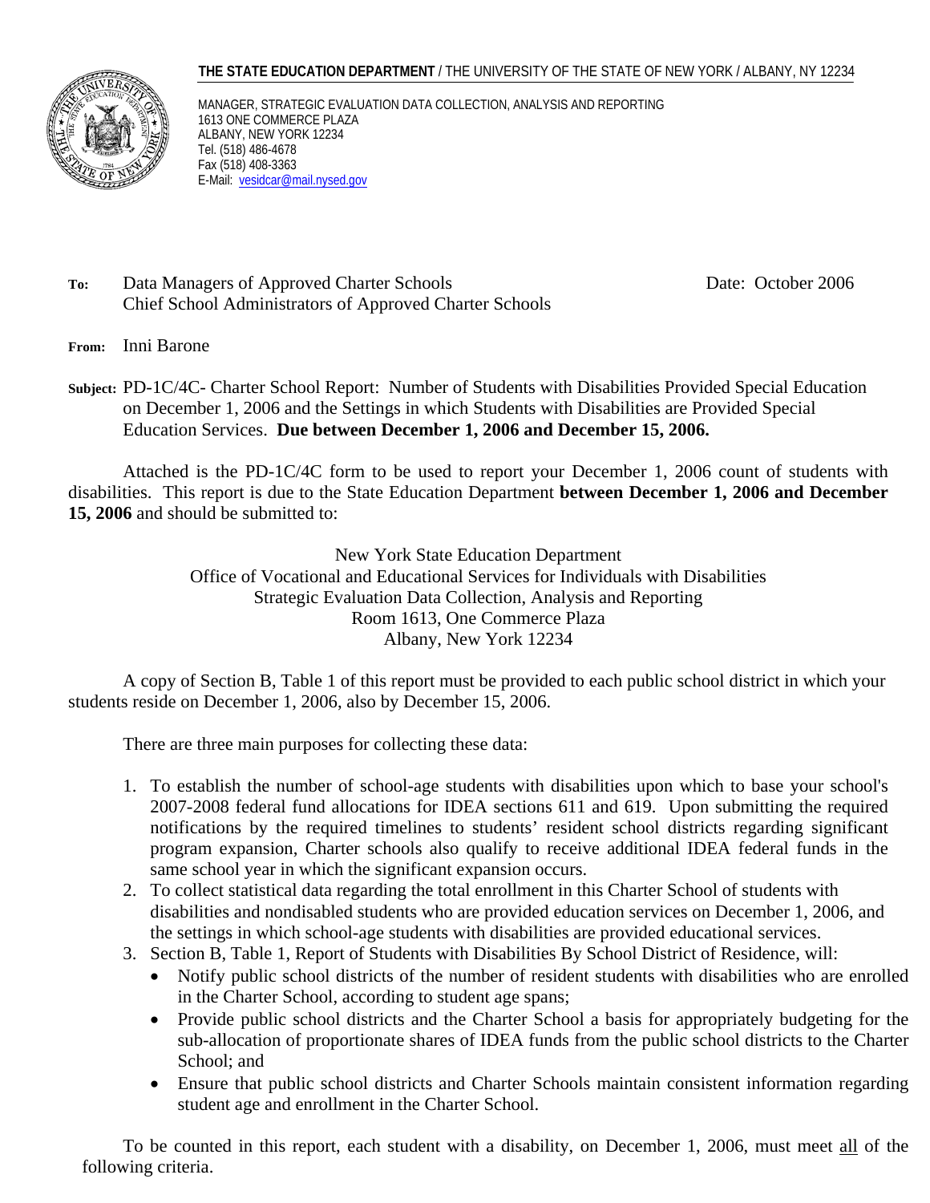**THE STATE EDUCATION DEPARTMENT** / THE UNIVERSITY OF THE STATE OF NEW YORK / ALBANY, NY 12234

MANAGER, STRATEGIC EVALUATION DATA COLLECTION, ANALYSIS AND REPORTING
1613 ONE COMMERCE PLAZA
ALBANY, NEW YORK 12234
Tel. (518) 486-4678
Fax (518) 408-3363
E-Mail: vesidcar@mail.nysed.gov

**To:** Data Managers of Approved Charter Schools
Chief School Administrators of Approved Charter Schools

Date: October 2006

**From:** Inni Barone

**Subject:** PD-1C/4C- Charter School Report: Number of Students with Disabilities Provided Special Education on December 1, 2006 and the Settings in which Students with Disabilities are Provided Special Education Services. **Due between December 1, 2006 and December 15, 2006.**

Attached is the PD-1C/4C form to be used to report your December 1, 2006 count of students with disabilities. This report is due to the State Education Department **between December 1, 2006 and December 15, 2006** and should be submitted to:

New York State Education Department
Office of Vocational and Educational Services for Individuals with Disabilities
Strategic Evaluation Data Collection, Analysis and Reporting
Room 1613, One Commerce Plaza
Albany, New York 12234

A copy of Section B, Table 1 of this report must be provided to each public school district in which your students reside on December 1, 2006, also by December 15, 2006.

There are three main purposes for collecting these data:

1. To establish the number of school-age students with disabilities upon which to base your school's 2007-2008 federal fund allocations for IDEA sections 611 and 619. Upon submitting the required notifications by the required timelines to students' resident school districts regarding significant program expansion, Charter schools also qualify to receive additional IDEA federal funds in the same school year in which the significant expansion occurs.
2. To collect statistical data regarding the total enrollment in this Charter School of students with disabilities and nondisabled students who are provided education services on December 1, 2006, and the settings in which school-age students with disabilities are provided educational services.
3. Section B, Table 1, Report of Students with Disabilities By School District of Residence, will:
   - Notify public school districts of the number of resident students with disabilities who are enrolled in the Charter School, according to student age spans;
   - Provide public school districts and the Charter School a basis for appropriately budgeting for the sub-allocation of proportionate shares of IDEA funds from the public school districts to the Charter School; and
   - Ensure that public school districts and Charter Schools maintain consistent information regarding student age and enrollment in the Charter School.

To be counted in this report, each student with a disability, on December 1, 2006, must meet all of the following criteria.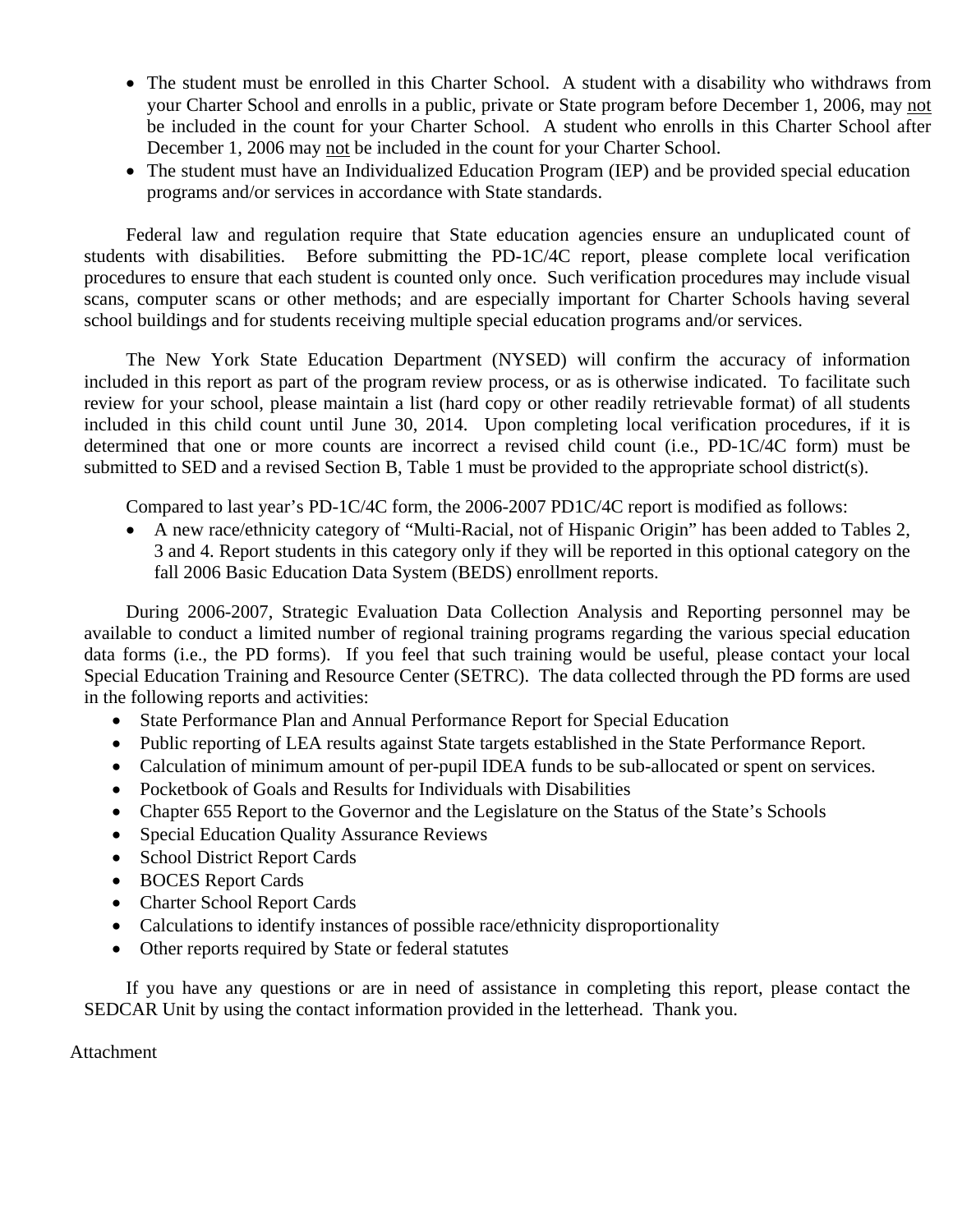- The student must be enrolled in this Charter School. A student with a disability who withdraws from your Charter School and enrolls in a public, private or State program before December 1, 2006, may not be included in the count for your Charter School. A student who enrolls in this Charter School after December 1, 2006 may not be included in the count for your Charter School.
- The student must have an Individualized Education Program (IEP) and be provided special education programs and/or services in accordance with State standards.

Federal law and regulation require that State education agencies ensure an unduplicated count of students with disabilities. Before submitting the PD-1C/4C report, please complete local verification procedures to ensure that each student is counted only once. Such verification procedures may include visual scans, computer scans or other methods; and are especially important for Charter Schools having several school buildings and for students receiving multiple special education programs and/or services.

The New York State Education Department (NYSED) will confirm the accuracy of information included in this report as part of the program review process, or as is otherwise indicated. To facilitate such review for your school, please maintain a list (hard copy or other readily retrievable format) of all students included in this child count until June 30, 2014. Upon completing local verification procedures, if it is determined that one or more counts are incorrect a revised child count (i.e., PD-1C/4C form) must be submitted to SED and a revised Section B, Table 1 must be provided to the appropriate school district(s).

Compared to last year's PD-1C/4C form, the 2006-2007 PD1C/4C report is modified as follows:

- A new race/ethnicity category of "Multi-Racial, not of Hispanic Origin" has been added to Tables 2, 3 and 4. Report students in this category only if they will be reported in this optional category on the fall 2006 Basic Education Data System (BEDS) enrollment reports.

During 2006-2007, Strategic Evaluation Data Collection Analysis and Reporting personnel may be available to conduct a limited number of regional training programs regarding the various special education data forms (i.e., the PD forms). If you feel that such training would be useful, please contact your local Special Education Training and Resource Center (SETRC). The data collected through the PD forms are used in the following reports and activities:

- State Performance Plan and Annual Performance Report for Special Education
- Public reporting of LEA results against State targets established in the State Performance Report.
- Calculation of minimum amount of per-pupil IDEA funds to be sub-allocated or spent on services.
- Pocketbook of Goals and Results for Individuals with Disabilities
- Chapter 655 Report to the Governor and the Legislature on the Status of the State's Schools
- Special Education Quality Assurance Reviews
- School District Report Cards
- BOCES Report Cards
- Charter School Report Cards
- Calculations to identify instances of possible race/ethnicity disproportionality
- Other reports required by State or federal statutes

If you have any questions or are in need of assistance in completing this report, please contact the SEDCAR Unit by using the contact information provided in the letterhead. Thank you.

Attachment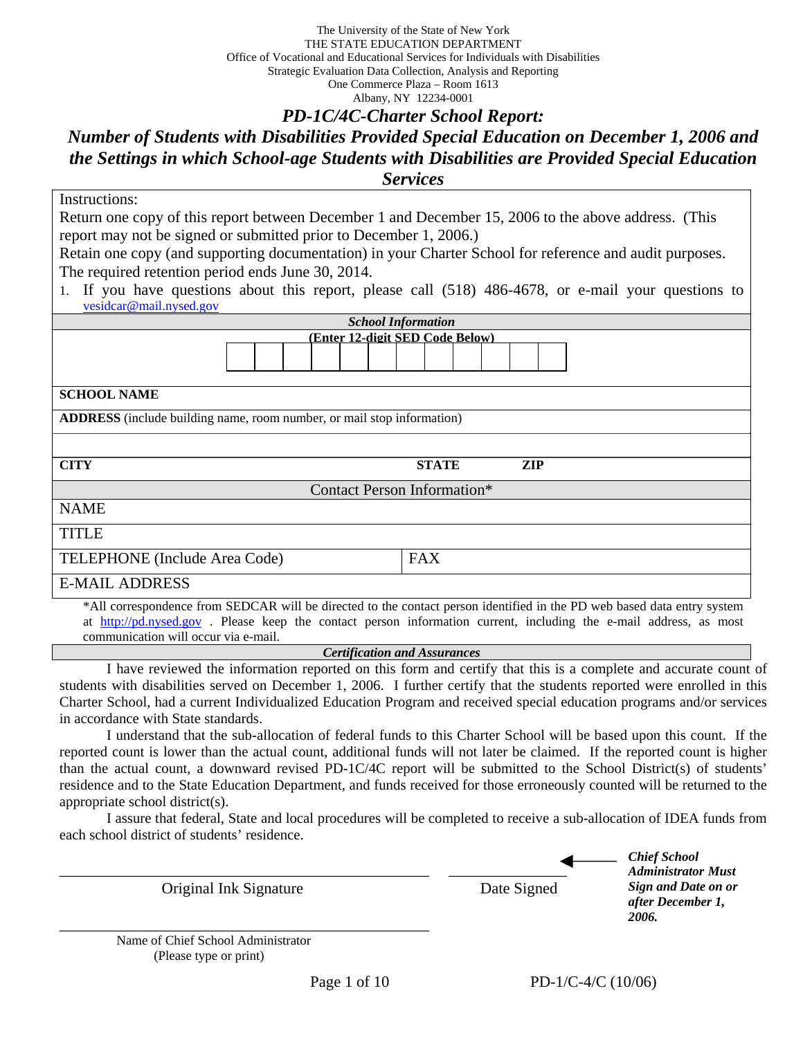The University of the State of New York
THE STATE EDUCATION DEPARTMENT
Office of Vocational and Educational Services for Individuals with Disabilities
Strategic Evaluation Data Collection, Analysis and Reporting
One Commerce Plaza – Room 1613
Albany, NY 12234-0001

# *PD-1C/4C-Charter School Report:*

## *Number of Students with Disabilities Provided Special Education on December 1, 2006 and the Settings in which School-age Students with Disabilities are Provided Special Education Services*

Instructions:

Return one copy of this report between December 1 and December 15, 2006 to the above address. (This report may not be signed or submitted prior to December 1, 2006.)

Retain one copy (and supporting documentation) in your Charter School for reference and audit purposes. The required retention period ends June 30, 2014.

1. If you have questions about this report, please call (518) 486-4678, or e-mail your questions to vesidcar@mail.nysed.gov

| ***School Information*** | | |
|---|---|---|
| **(Enter 12-digit SED Code Below)** | | |
| | | |
| **SCHOOL NAME** | | |
| **ADDRESS** (include building name, room number, or mail stop information) | | |
| | | |
| **CITY** | **STATE** | **ZIP** |
| Contact Person Information* | | |
| NAME | | |
| TITLE | | |
| TELEPHONE (Include Area Code) | FAX | |
| E-MAIL ADDRESS | | |

*All correspondence from SEDCAR will be directed to the contact person identified in the PD web based data entry system at http://pd.nysed.gov . Please keep the contact person information current, including the e-mail address, as most communication will occur via e-mail.

### ***Certification and Assurances***

I have reviewed the information reported on this form and certify that this is a complete and accurate count of students with disabilities served on December 1, 2006. I further certify that the students reported were enrolled in this Charter School, had a current Individualized Education Program and received special education programs and/or services in accordance with State standards.

I understand that the sub-allocation of federal funds to this Charter School will be based upon this count. If the reported count is lower than the actual count, additional funds will not later be claimed. If the reported count is higher than the actual count, a downward revised PD-1C/4C report will be submitted to the School District(s) of students' residence and to the State Education Department, and funds received for those erroneously counted will be returned to the appropriate school district(s).

I assure that federal, State and local procedures will be completed to receive a sub-allocation of IDEA funds from each school district of students' residence.

\_\_\_\_\_\_\_\_\_\_\_\_\_\_\_\_\_\_\_\_\_\_\_\_\_\_\_\_\_\_\_\_\_\_\_\_ \_\_\_\_\_\_\_\_\_\_\_\_\_\_\_
Original Ink Signature Date Signed

***Chief School Administrator Must Sign and Date on or after December 1, 2006.***

\_\_\_\_\_\_\_\_\_\_\_\_\_\_\_\_\_\_\_\_\_\_\_\_\_\_\_\_\_\_\_\_\_\_\_\_
Name of Chief School Administrator
(Please type or print)

PD-1/C-4/C (10/06)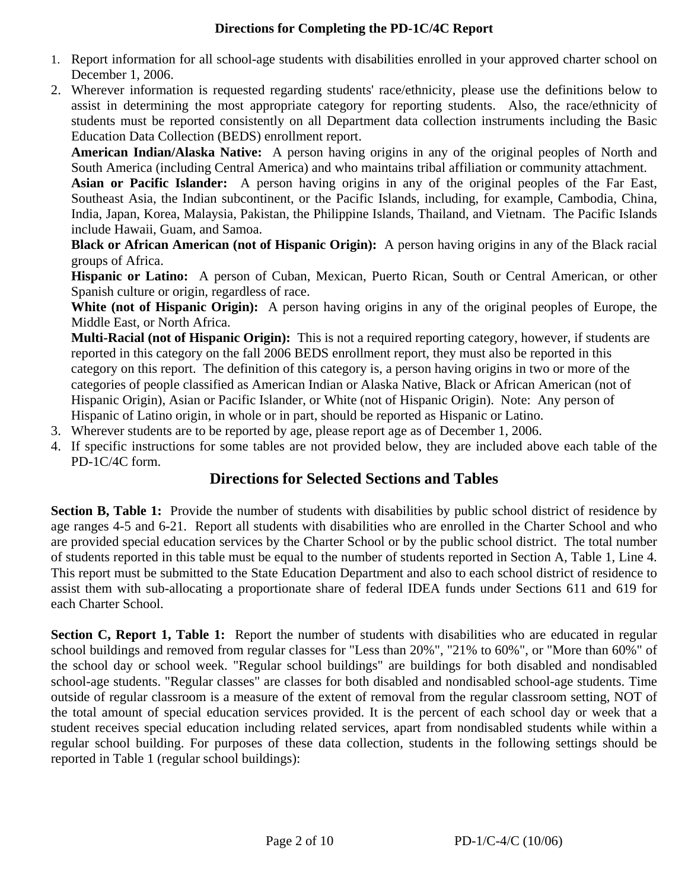### Directions for Completing the PD-1C/4C Report

1. Report information for all school-age students with disabilities enrolled in your approved charter school on December 1, 2006.
2. Wherever information is requested regarding students' race/ethnicity, please use the definitions below to assist in determining the most appropriate category for reporting students. Also, the race/ethnicity of students must be reported consistently on all Department data collection instruments including the Basic Education Data Collection (BEDS) enrollment report.

   **American Indian/Alaska Native:** A person having origins in any of the original peoples of North and South America (including Central America) and who maintains tribal affiliation or community attachment.

   **Asian or Pacific Islander:** A person having origins in any of the original peoples of the Far East, Southeast Asia, the Indian subcontinent, or the Pacific Islands, including, for example, Cambodia, China, India, Japan, Korea, Malaysia, Pakistan, the Philippine Islands, Thailand, and Vietnam. The Pacific Islands include Hawaii, Guam, and Samoa.

   **Black or African American (not of Hispanic Origin):** A person having origins in any of the Black racial groups of Africa.

   **Hispanic or Latino:** A person of Cuban, Mexican, Puerto Rican, South or Central American, or other Spanish culture or origin, regardless of race.

   **White (not of Hispanic Origin):** A person having origins in any of the original peoples of Europe, the Middle East, or North Africa.

   **Multi-Racial (not of Hispanic Origin):** This is not a required reporting category, however, if students are reported in this category on the fall 2006 BEDS enrollment report, they must also be reported in this category on this report. The definition of this category is, a person having origins in two or more of the categories of people classified as American Indian or Alaska Native, Black or African American (not of Hispanic Origin), Asian or Pacific Islander, or White (not of Hispanic Origin). Note: Any person of Hispanic of Latino origin, in whole or in part, should be reported as Hispanic or Latino.
3. Wherever students are to be reported by age, please report age as of December 1, 2006.
4. If specific instructions for some tables are not provided below, they are included above each table of the PD-1C/4C form.

## Directions for Selected Sections and Tables

**Section B, Table 1:** Provide the number of students with disabilities by public school district of residence by age ranges 4-5 and 6-21. Report all students with disabilities who are enrolled in the Charter School and who are provided special education services by the Charter School or by the public school district. The total number of students reported in this table must be equal to the number of students reported in Section A, Table 1, Line 4. This report must be submitted to the State Education Department and also to each school district of residence to assist them with sub-allocating a proportionate share of federal IDEA funds under Sections 611 and 619 for each Charter School.

**Section C, Report 1, Table 1:** Report the number of students with disabilities who are educated in regular school buildings and removed from regular classes for "Less than 20%", "21% to 60%", or "More than 60%" of the school day or school week. "Regular school buildings" are buildings for both disabled and nondisabled school-age students. "Regular classes" are classes for both disabled and nondisabled school-age students. Time outside of regular classroom is a measure of the extent of removal from the regular classroom setting, NOT of the total amount of special education services provided. It is the percent of each school day or week that a student receives special education including related services, apart from nondisabled students while within a regular school building. For purposes of these data collection, students in the following settings should be reported in Table 1 (regular school buildings):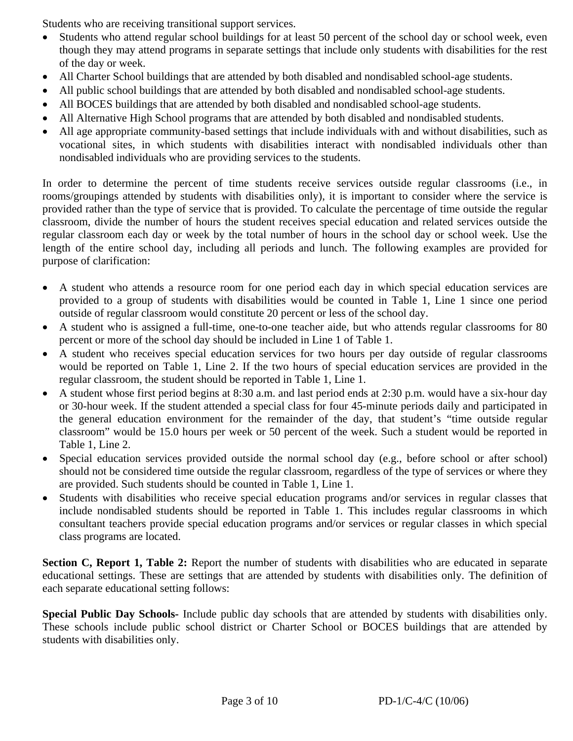Students who are receiving transitional support services.

- Students who attend regular school buildings for at least 50 percent of the school day or school week, even though they may attend programs in separate settings that include only students with disabilities for the rest of the day or week.
- All Charter School buildings that are attended by both disabled and nondisabled school-age students.
- All public school buildings that are attended by both disabled and nondisabled school-age students.
- All BOCES buildings that are attended by both disabled and nondisabled school-age students.
- All Alternative High School programs that are attended by both disabled and nondisabled students.
- All age appropriate community-based settings that include individuals with and without disabilities, such as vocational sites, in which students with disabilities interact with nondisabled individuals other than nondisabled individuals who are providing services to the students.

In order to determine the percent of time students receive services outside regular classrooms (i.e., in rooms/groupings attended by students with disabilities only), it is important to consider where the service is provided rather than the type of service that is provided. To calculate the percentage of time outside the regular classroom, divide the number of hours the student receives special education and related services outside the regular classroom each day or week by the total number of hours in the school day or school week. Use the length of the entire school day, including all periods and lunch. The following examples are provided for purpose of clarification:

- A student who attends a resource room for one period each day in which special education services are provided to a group of students with disabilities would be counted in Table 1, Line 1 since one period outside of regular classroom would constitute 20 percent or less of the school day.
- A student who is assigned a full-time, one-to-one teacher aide, but who attends regular classrooms for 80 percent or more of the school day should be included in Line 1 of Table 1.
- A student who receives special education services for two hours per day outside of regular classrooms would be reported on Table 1, Line 2. If the two hours of special education services are provided in the regular classroom, the student should be reported in Table 1, Line 1.
- A student whose first period begins at 8:30 a.m. and last period ends at 2:30 p.m. would have a six-hour day or 30-hour week. If the student attended a special class for four 45-minute periods daily and participated in the general education environment for the remainder of the day, that student's "time outside regular classroom" would be 15.0 hours per week or 50 percent of the week. Such a student would be reported in Table 1, Line 2.
- Special education services provided outside the normal school day (e.g., before school or after school) should not be considered time outside the regular classroom, regardless of the type of services or where they are provided. Such students should be counted in Table 1, Line 1.
- Students with disabilities who receive special education programs and/or services in regular classes that include nondisabled students should be reported in Table 1. This includes regular classrooms in which consultant teachers provide special education programs and/or services or regular classes in which special class programs are located.

**Section C, Report 1, Table 2:** Report the number of students with disabilities who are educated in separate educational settings. These are settings that are attended by students with disabilities only. The definition of each separate educational setting follows:

**Special Public Day Schools-** Include public day schools that are attended by students with disabilities only. These schools include public school district or Charter School or BOCES buildings that are attended by students with disabilities only.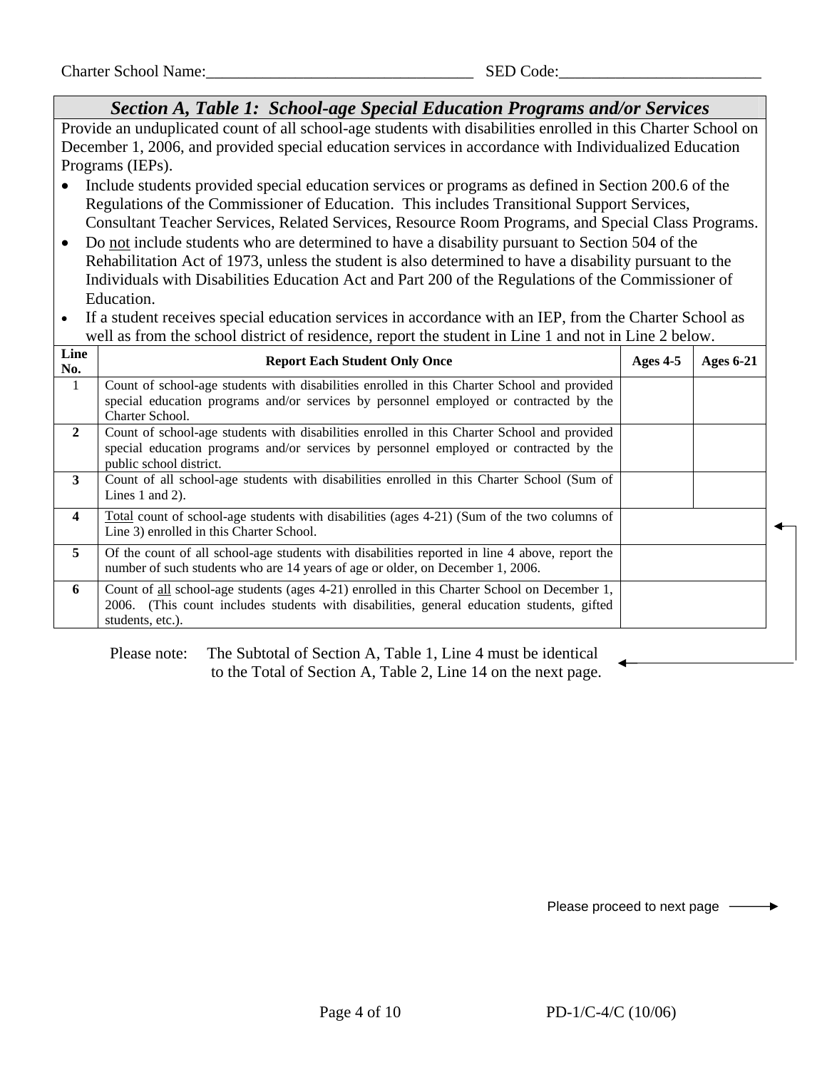Charter School Name:_________________________________ SED Code:_________________________

## *Section A, Table 1: School-age Special Education Programs and/or Services*

Provide an unduplicated count of all school-age students with disabilities enrolled in this Charter School on December 1, 2006, and provided special education services in accordance with Individualized Education Programs (IEPs).

- Include students provided special education services or programs as defined in Section 200.6 of the Regulations of the Commissioner of Education. This includes Transitional Support Services, Consultant Teacher Services, Related Services, Resource Room Programs, and Special Class Programs.
- Do not include students who are determined to have a disability pursuant to Section 504 of the Rehabilitation Act of 1973, unless the student is also determined to have a disability pursuant to the Individuals with Disabilities Education Act and Part 200 of the Regulations of the Commissioner of Education.
- If a student receives special education services in accordance with an IEP, from the Charter School as well as from the school district of residence, report the student in Line 1 and not in Line 2 below.

| Line No. | Report Each Student Only Once | Ages 4-5 | Ages 6-21 |
|---|---|---|---|
| 1 | Count of school-age students with disabilities enrolled in this Charter School and provided special education programs and/or services by personnel employed or contracted by the Charter School. | | |
| 2 | Count of school-age students with disabilities enrolled in this Charter School and provided special education programs and/or services by personnel employed or contracted by the public school district. | | |
| 3 | Count of all school-age students with disabilities enrolled in this Charter School (Sum of Lines 1 and 2). | | |
| 4 | Total count of school-age students with disabilities (ages 4-21) (Sum of the two columns of Line 3) enrolled in this Charter School. | | |
| 5 | Of the count of all school-age students with disabilities reported in line 4 above, report the number of such students who are 14 years of age or older, on December 1, 2006. | | |
| 6 | Count of all school-age students (ages 4-21) enrolled in this Charter School on December 1, 2006. (This count includes students with disabilities, general education students, gifted students, etc.). | | |

Please note: The Subtotal of Section A, Table 1, Line 4 must be identical to the Total of Section A, Table 2, Line 14 on the next page.

Please proceed to next page →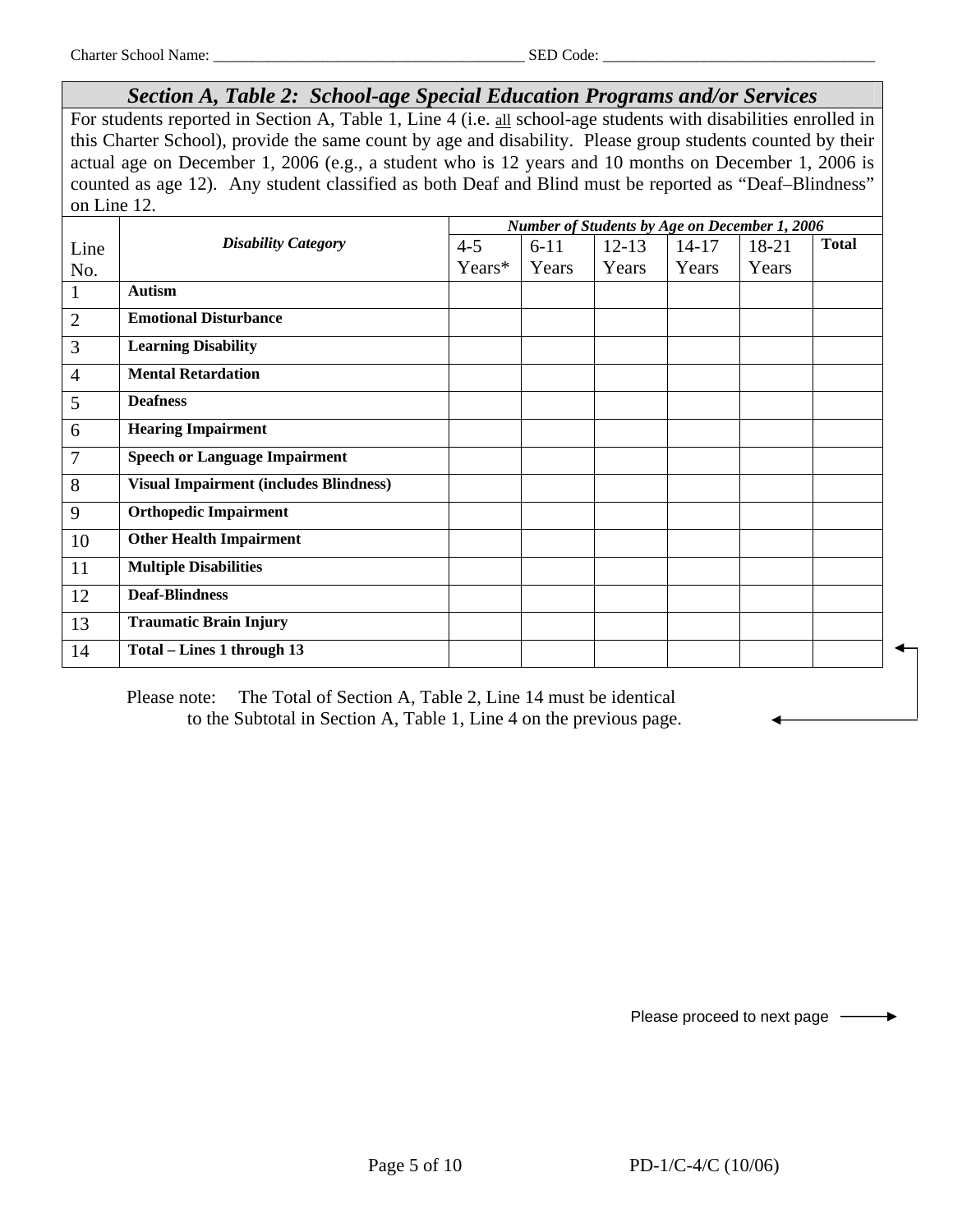Charter School Name: _______________________________________ SED Code: ___________________________________

## *Section A, Table 2: School-age Special Education Programs and/or Services*

For students reported in Section A, Table 1, Line 4 (i.e. all school-age students with disabilities enrolled in this Charter School), provide the same count by age and disability. Please group students counted by their actual age on December 1, 2006 (e.g., a student who is 12 years and 10 months on December 1, 2006 is counted as age 12). Any student classified as both Deaf and Blind must be reported as "Deaf–Blindness" on Line 12.

| Line No. | *Disability Category* | ***Number of Students by Age on December 1, 2006*** | | | | | |
|---|---|---|---|---|---|---|---|
| | | 4-5 Years* | 6-11 Years | 12-13 Years | 14-17 Years | 18-21 Years | **Total** |
| 1 | **Autism** | | | | | | |
| 2 | **Emotional Disturbance** | | | | | | |
| 3 | **Learning Disability** | | | | | | |
| 4 | **Mental Retardation** | | | | | | |
| 5 | **Deafness** | | | | | | |
| 6 | **Hearing Impairment** | | | | | | |
| 7 | **Speech or Language Impairment** | | | | | | |
| 8 | **Visual Impairment (includes Blindness)** | | | | | | |
| 9 | **Orthopedic Impairment** | | | | | | |
| 10 | **Other Health Impairment** | | | | | | |
| 11 | **Multiple Disabilities** | | | | | | |
| 12 | **Deaf-Blindness** | | | | | | |
| 13 | **Traumatic Brain Injury** | | | | | | |
| 14 | **Total – Lines 1 through 13** | | | | | | |

Please note: The Total of Section A, Table 2, Line 14 must be identical to the Subtotal in Section A, Table 1, Line 4 on the previous page.

Please proceed to next page →

PD-1/C-4/C (10/06)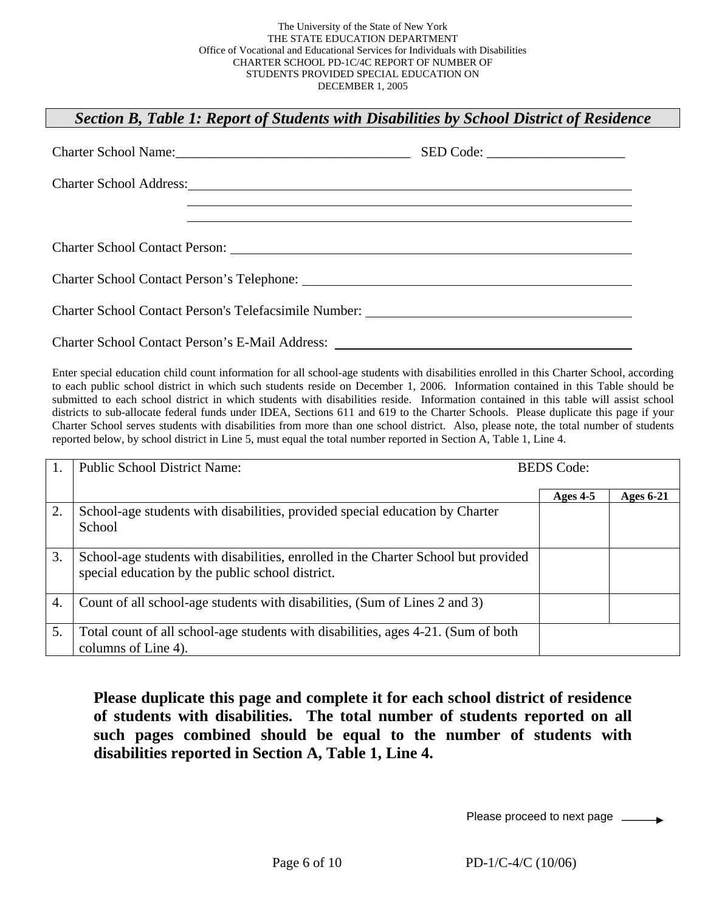The University of the State of New York
THE STATE EDUCATION DEPARTMENT
Office of Vocational and Educational Services for Individuals with Disabilities
CHARTER SCHOOL PD-1C/4C REPORT OF NUMBER OF
STUDENTS PROVIDED SPECIAL EDUCATION ON
DECEMBER 1, 2005

## *Section B, Table 1: Report of Students with Disabilities by School District of Residence*

Charter School Name:________________________________ SED Code: ___________________

Charter School Address:______________________________________________________

Charter School Contact Person: ________________________________________________

Charter School Contact Person's Telephone: _______________________________________

Charter School Contact Person's Telefacsimile Number: ______________________________

Charter School Contact Person's E-Mail Address: ___________________________________

Enter special education child count information for all school-age students with disabilities enrolled in this Charter School, according to each public school district in which such students reside on December 1, 2006. Information contained in this Table should be submitted to each school district in which students with disabilities reside. Information contained in this table will assist school districts to sub-allocate federal funds under IDEA, Sections 611 and 619 to the Charter Schools. Please duplicate this page if your Charter School serves students with disabilities from more than one school district. Also, please note, the total number of students reported below, by school district in Line 5, must equal the total number reported in Section A, Table 1, Line 4.

| 1. | Public School District Name: | BEDS Code: | |
|---|---|---|---|
| | | **Ages 4-5** | **Ages 6-21** |
| 2. | School-age students with disabilities, provided special education by Charter School | | |
| 3. | School-age students with disabilities, enrolled in the Charter School but provided special education by the public school district. | | |
| 4. | Count of all school-age students with disabilities, (Sum of Lines 2 and 3) | | |
| 5. | Total count of all school-age students with disabilities, ages 4-21. (Sum of both columns of Line 4). | | |

**Please duplicate this page and complete it for each school district of residence of students with disabilities. The total number of students reported on all such pages combined should be equal to the number of students with disabilities reported in Section A, Table 1, Line 4.**

Please proceed to next page →

PD-1/C-4/C (10/06)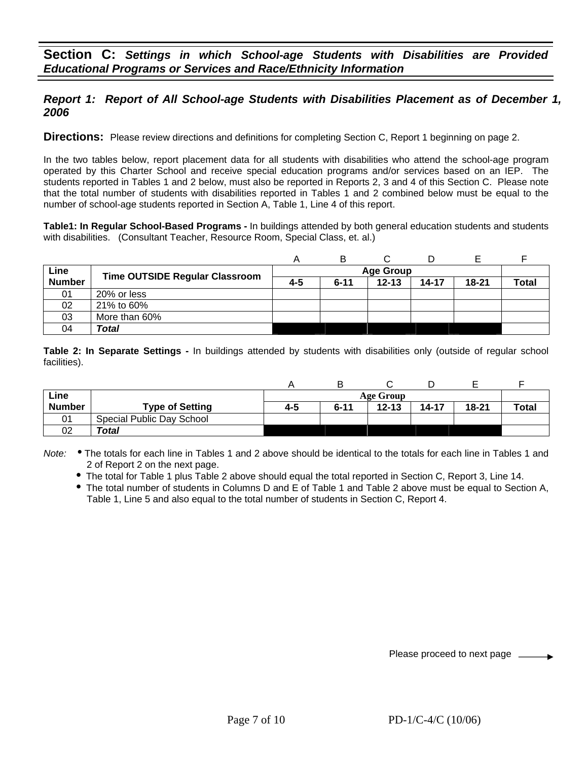## Section C: *Settings in which School-age Students with Disabilities are Provided Educational Programs or Services and Race/Ethnicity Information*

### *Report 1: Report of All School-age Students with Disabilities Placement as of December 1, 2006*

**Directions:** Please review directions and definitions for completing Section C, Report 1 beginning on page 2.

In the two tables below, report placement data for all students with disabilities who attend the school-age program operated by this Charter School and receive special education programs and/or services based on an IEP. The students reported in Tables 1 and 2 below, must also be reported in Reports 2, 3 and 4 of this Section C. Please note that the total number of students with disabilities reported in Tables 1 and 2 combined below must be equal to the number of school-age students reported in Section A, Table 1, Line 4 of this report.

**Table1: In Regular School-Based Programs -** In buildings attended by both general education students and students with disabilities. (Consultant Teacher, Resource Room, Special Class, et. al.)

| | | A | B | C | D | E | F |
|---|---|---|---|---|---|---|---|
| **Line Number** | **Time OUTSIDE Regular Classroom** | **Age Group** | | | | | |
| | | **4-5** | **6-11** | **12-13** | **14-17** | **18-21** | **Total** |
| 01 | 20% or less | | | | | | |
| 02 | 21% to 60% | | | | | | |
| 03 | More than 60% | | | | | | |
| 04 | ***Total*** | | | | | | |

**Table 2: In Separate Settings -** In buildings attended by students with disabilities only (outside of regular school facilities).

| | | A | B | C | D | E | F |
|---|---|---|---|---|---|---|---|
| **Line Number** | **Type of Setting** | **Age Group** | | | | | |
| | | **4-5** | **6-11** | **12-13** | **14-17** | **18-21** | **Total** |
| 01 | Special Public Day School | | | | | | |
| 02 | ***Total*** | | | | | | |

*Note:*
- The totals for each line in Tables 1 and 2 above should be identical to the totals for each line in Tables 1 and 2 of Report 2 on the next page.
- The total for Table 1 plus Table 2 above should equal the total reported in Section C, Report 3, Line 14.
- The total number of students in Columns D and E of Table 1 and Table 2 above must be equal to Section A, Table 1, Line 5 and also equal to the total number of students in Section C, Report 4.

Please proceed to next page →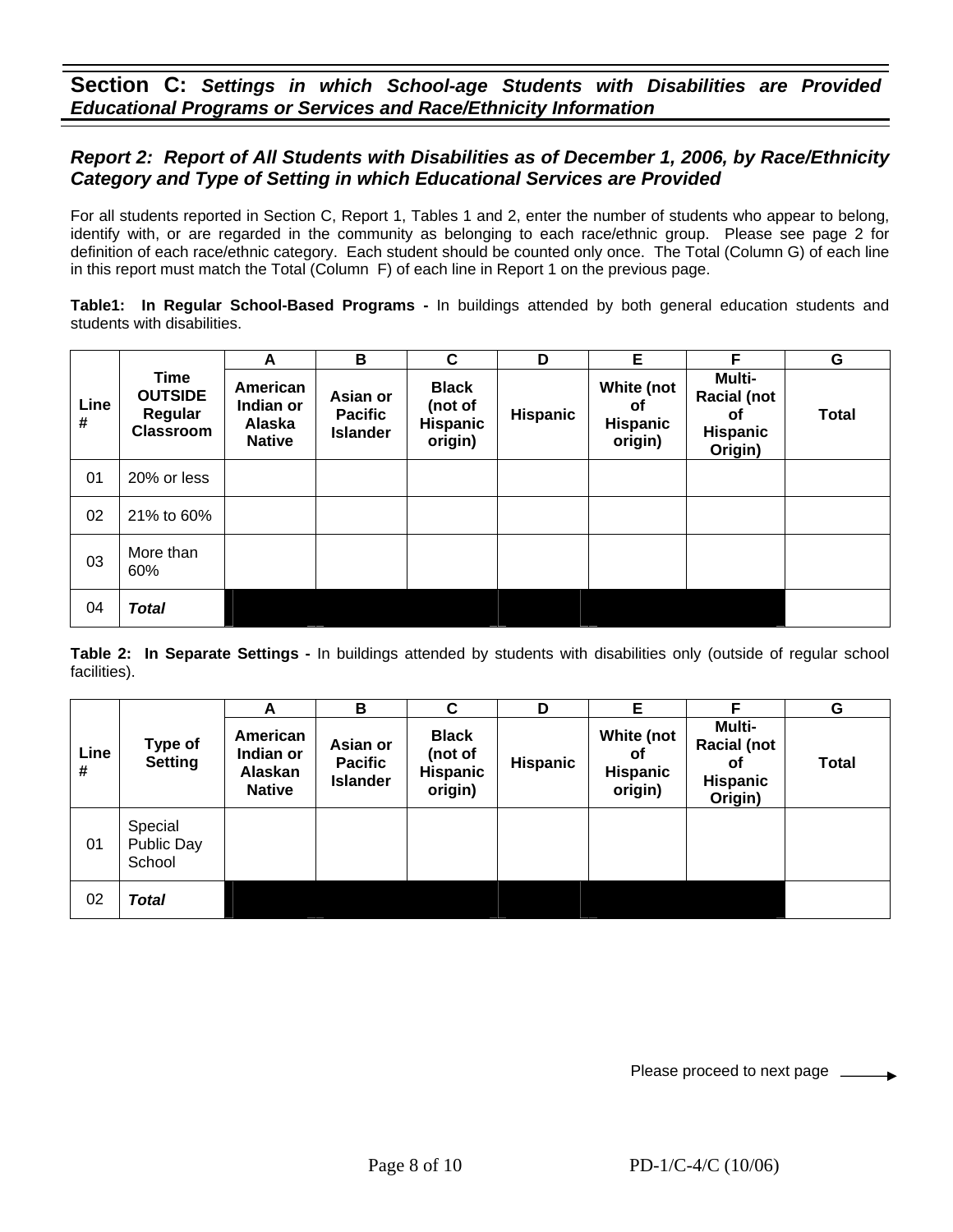## Section C: *Settings in which School-age Students with Disabilities are Provided Educational Programs or Services and Race/Ethnicity Information*

### *Report 2: Report of All Students with Disabilities as of December 1, 2006, by Race/Ethnicity Category and Type of Setting in which Educational Services are Provided*

For all students reported in Section C, Report 1, Tables 1 and 2, enter the number of students who appear to belong, identify with, or are regarded in the community as belonging to each race/ethnic group. Please see page 2 for definition of each race/ethnic category. Each student should be counted only once. The Total (Column G) of each line in this report must match the Total (Column F) of each line in Report 1 on the previous page.

**Table1: In Regular School-Based Programs -** In buildings attended by both general education students and students with disabilities.

| | | A | B | C | D | E | F | G |
|---|---|---|---|---|---|---|---|---|
| **Line #** | **Time OUTSIDE Regular Classroom** | **American Indian or Alaska Native** | **Asian or Pacific Islander** | **Black (not of Hispanic origin)** | **Hispanic** | **White (not of Hispanic origin)** | **Multi-Racial (not of Hispanic Origin)** | **Total** |
| 01 | 20% or less | | | | | | | |
| 02 | 21% to 60% | | | | | | | |
| 03 | More than 60% | | | | | | | |
| 04 | ***Total*** | | | | | | | |

**Table 2: In Separate Settings -** In buildings attended by students with disabilities only (outside of regular school facilities).

| | | A | B | C | D | E | F | G |
|---|---|---|---|---|---|---|---|---|
| **Line #** | **Type of Setting** | **American Indian or Alaskan Native** | **Asian or Pacific Islander** | **Black (not of Hispanic origin)** | **Hispanic** | **White (not of Hispanic origin)** | **Multi-Racial (not of Hispanic Origin)** | **Total** |
| 01 | Special Public Day School | | | | | | | |
| 02 | ***Total*** | | | | | | | |

Please proceed to next page →

PD-1/C-4/C (10/06)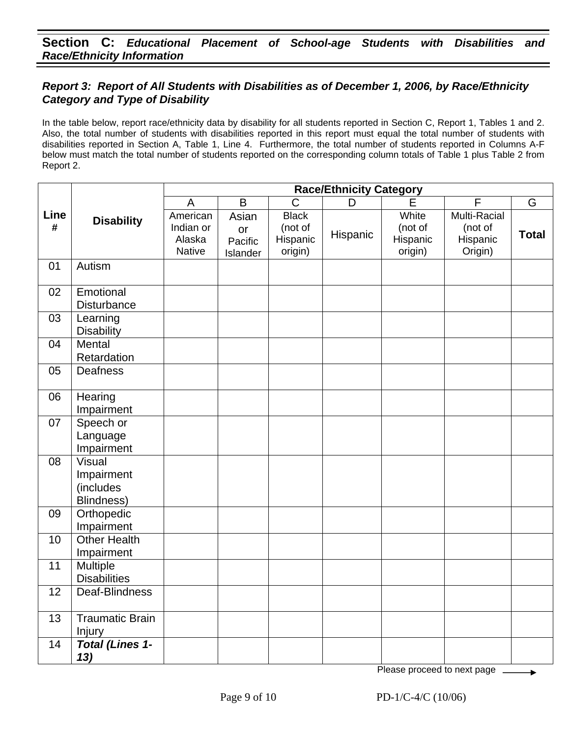## Section C: *Educational Placement of School-age Students with Disabilities and Race/Ethnicity Information*

### *Report 3: Report of All Students with Disabilities as of December 1, 2006, by Race/Ethnicity Category and Type of Disability*

In the table below, report race/ethnicity data by disability for all students reported in Section C, Report 1, Tables 1 and 2. Also, the total number of students with disabilities reported in this report must equal the total number of students with disabilities reported in Section A, Table 1, Line 4. Furthermore, the total number of students reported in Columns A-F below must match the total number of students reported on the corresponding column totals of Table 1 plus Table 2 from Report 2.

| Line # | Disability | Race/Ethnicity Category | | | | | | |
|---|---|---|---|---|---|---|---|---|
| | | A | B | C | D | E | F | G |
| | | American Indian or Alaska Native | Asian or Pacific Islander | Black (not of Hispanic origin) | Hispanic | White (not of Hispanic origin) | Multi-Racial (not of Hispanic Origin) | **Total** |
| 01 | Autism | | | | | | | |
| 02 | Emotional Disturbance | | | | | | | |
| 03 | Learning Disability | | | | | | | |
| 04 | Mental Retardation | | | | | | | |
| 05 | Deafness | | | | | | | |
| 06 | Hearing Impairment | | | | | | | |
| 07 | Speech or Language Impairment | | | | | | | |
| 08 | Visual Impairment (includes Blindness) | | | | | | | |
| 09 | Orthopedic Impairment | | | | | | | |
| 10 | Other Health Impairment | | | | | | | |
| 11 | Multiple Disabilities | | | | | | | |
| 12 | Deaf-Blindness | | | | | | | |
| 13 | Traumatic Brain Injury | | | | | | | |
| 14 | ***Total (Lines 1-13)*** | | | | | | | |

Please proceed to next page →

PD-1/C-4/C (10/06)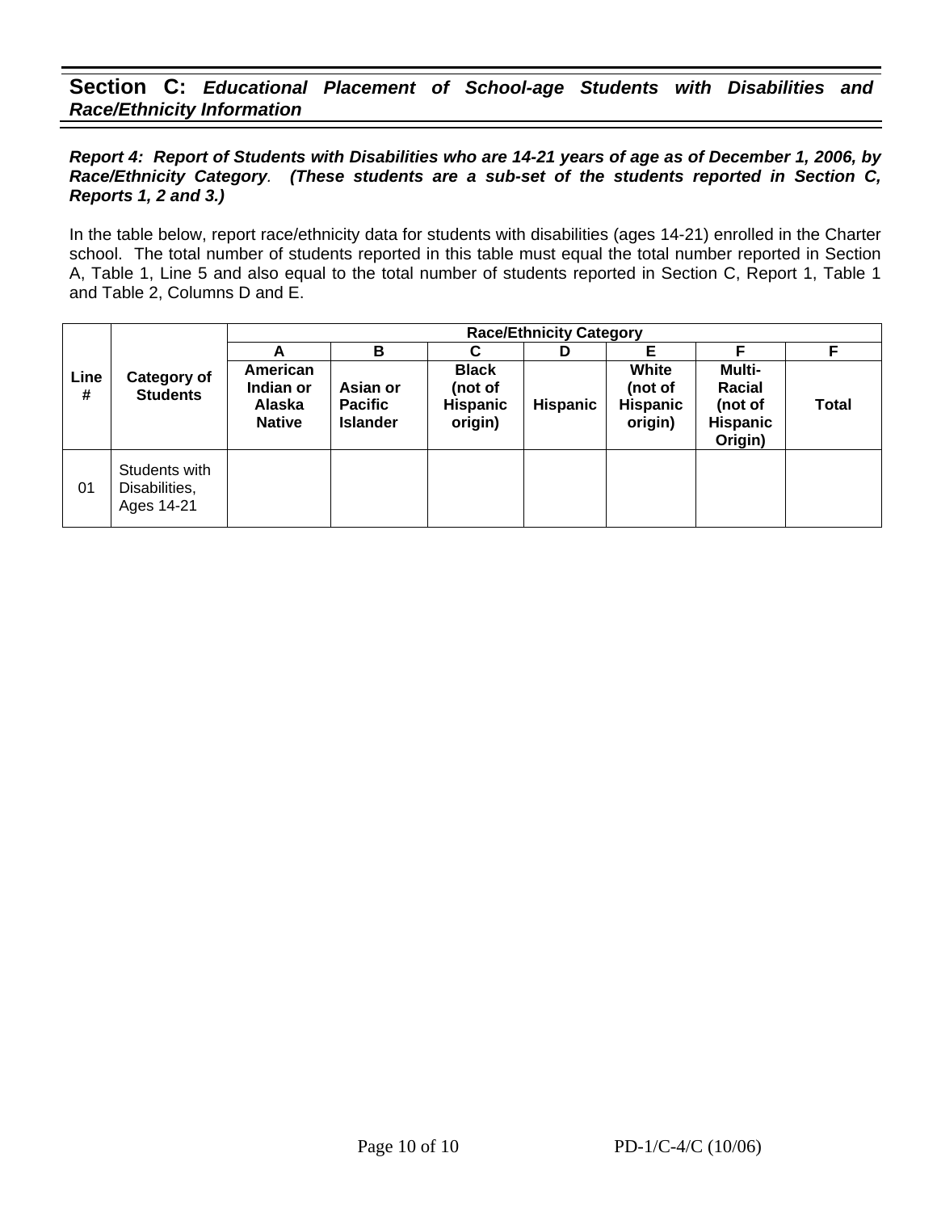## **Section C:** *Educational Placement of School-age Students with Disabilities and Race/Ethnicity Information*

***Report 4: Report of Students with Disabilities who are 14-21 years of age as of December 1, 2006, by Race/Ethnicity Category**. **(These students are a sub-set of the students reported in Section C, Reports 1, 2 and 3.)***

In the table below, report race/ethnicity data for students with disabilities (ages 14-21) enrolled in the Charter school. The total number of students reported in this table must equal the total number reported in Section A, Table 1, Line 5 and also equal to the total number of students reported in Section C, Report 1, Table 1 and Table 2, Columns D and E.

| Line # | Category of Students | Race/Ethnicity Category | | | | | | |
|---|---|---|---|---|---|---|---|---|
| | | A | B | C | D | E | F | F |
| | | American Indian or Alaska Native | Asian or Pacific Islander | Black (not of Hispanic origin) | Hispanic | White (not of Hispanic origin) | Multi-Racial (not of Hispanic Origin) | Total |
| 01 | Students with Disabilities, Ages 14-21 | | | | | | | |